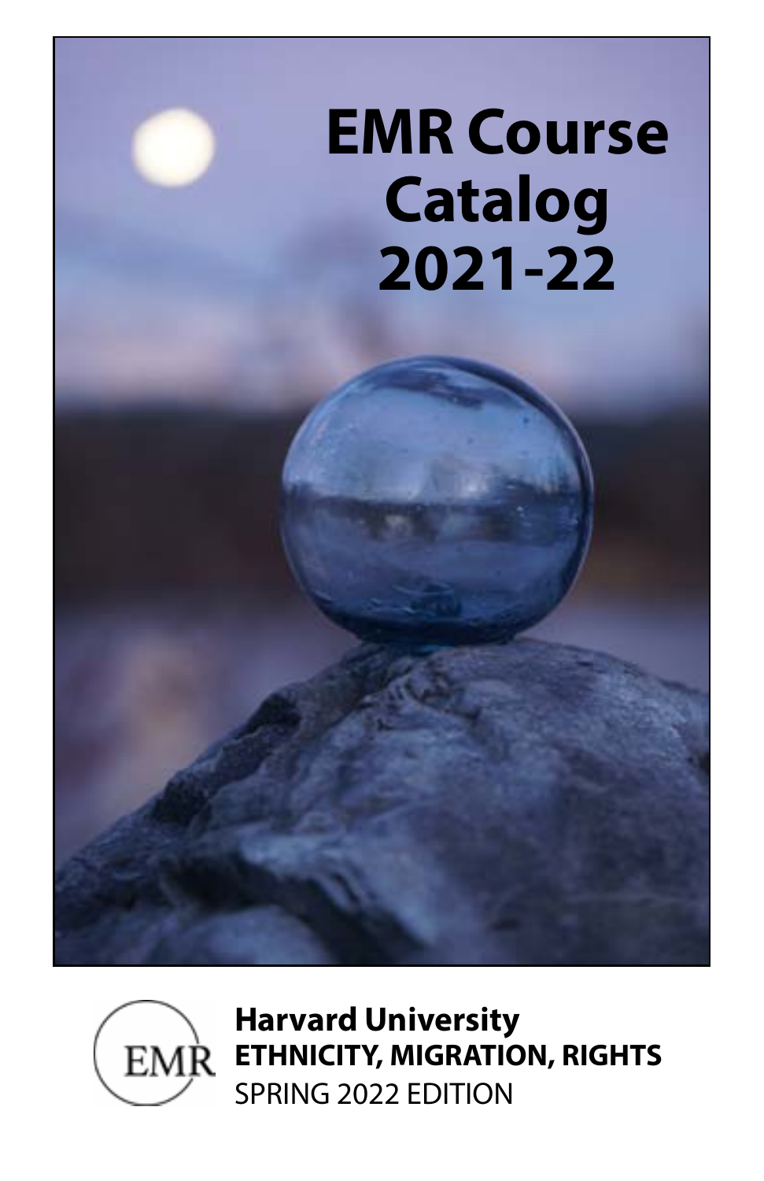# EMR Course Catalog 2021-22

EMR

**Harvard University**

**ETHNICITY, MIGRATION, RIGHTS**

SPRING 2022 EDITION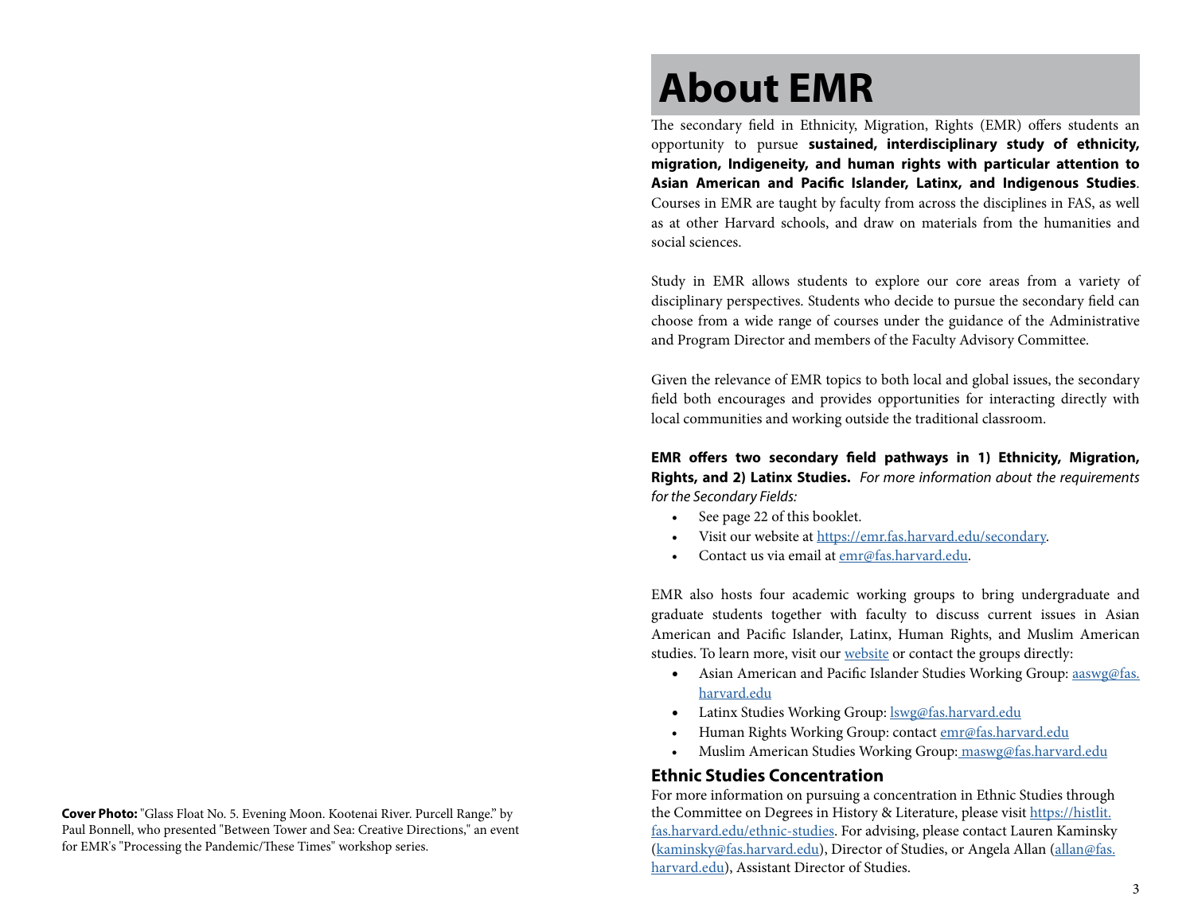**Cover Photo:** "Glass Float No. 5. Evening Moon. Kootenai River. Purcell Range." by Paul Bonnell, who presented "Between Tower and Sea: Creative Directions," an event for EMR's "Processing the Pandemic/These Times" workshop series.

# About EMR

The secondary field in Ethnicity, Migration, Rights (EMR) offers students an opportunity to pursue **sustained, interdisciplinary study of ethnicity, migration, Indigeneity, and human rights with particular attention to Asian American and Pacific Islander, Latinx, and Indigenous Studies**. Courses in EMR are taught by faculty from across the disciplines in FAS, as well as at other Harvard schools, and draw on materials from the humanities and social sciences.

Study in EMR allows students to explore our core areas from a variety of disciplinary perspectives. Students who decide to pursue the secondary field can choose from a wide range of courses under the guidance of the Administrative and Program Director and members of the Faculty Advisory Committee.

Given the relevance of EMR topics to both local and global issues, the secondary field both encourages and provides opportunities for interacting directly with local communities and working outside the traditional classroom.

**EMR offers two secondary field pathways in 1) Ethnicity, Migration, Rights, and 2) Latinx Studies.** *For more information about the requirements for the Secondary Fields:*

- See page 22 of this booklet.
- Visit our website at https://emr.fas.harvard.edu/secondary.
- Contact us via email at emr@fas.harvard.edu.

EMR also hosts four academic working groups to bring undergraduate and graduate students together with faculty to discuss current issues in Asian American and Pacific Islander, Latinx, Human Rights, and Muslim American studies. To learn more, visit our website or contact the groups directly:

- Asian American and Pacific Islander Studies Working Group: aaswg@fas.harvard.edu
- Latinx Studies Working Group: lswg@fas.harvard.edu
- Human Rights Working Group: contact emr@fas.harvard.edu
- Muslim American Studies Working Group: maswg@fas.harvard.edu

## Ethnic Studies Concentration

For more information on pursuing a concentration in Ethnic Studies through the Committee on Degrees in History & Literature, please visit https://histlit.fas.harvard.edu/ethnic-studies. For advising, please contact Lauren Kaminsky (kaminsky@fas.harvard.edu), Director of Studies, or Angela Allan (allan@fas.harvard.edu), Assistant Director of Studies.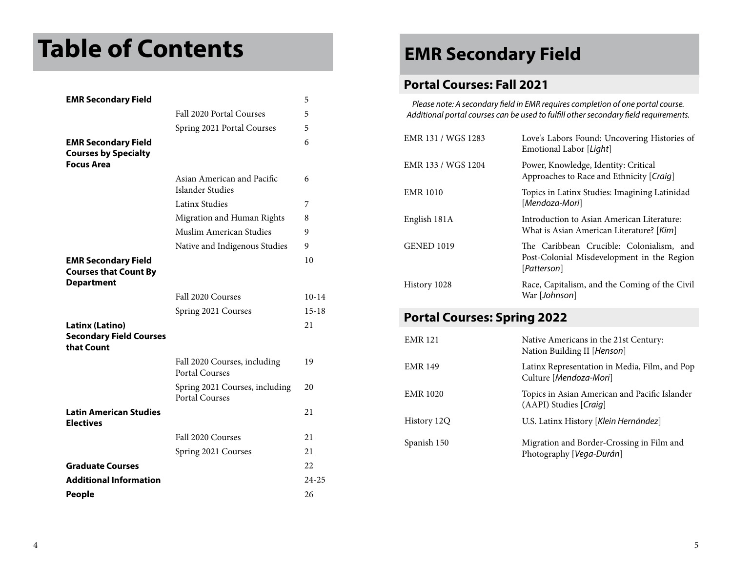# Table of Contents

| | | |
|---|---|---|
| **EMR Secondary Field** | | 5 |
| | Fall 2020 Portal Courses | 5 |
| | Spring 2021 Portal Courses | 5 |
| **EMR Secondary Field Courses by Specialty Focus Area** | | 6 |
| | Asian American and Pacific Islander Studies | 6 |
| | Latinx Studies | 7 |
| | Migration and Human Rights | 8 |
| | Muslim American Studies | 9 |
| | Native and Indigenous Studies | 9 |
| **EMR Secondary Field Courses that Count By Department** | | 10 |
| | Fall 2020 Courses | 10-14 |
| | Spring 2021 Courses | 15-18 |
| **Latinx (Latino) Secondary Field Courses that Count** | | 21 |
| | Fall 2020 Courses, including Portal Courses | 19 |
| | Spring 2021 Courses, including Portal Courses | 20 |
| **Latin American Studies Electives** | | 21 |
| | Fall 2020 Courses | 21 |
| | Spring 2021 Courses | 21 |
| **Graduate Courses** | | 22 |
| **Additional Information** | | 24-25 |
| **People** | | 26 |

# EMR Secondary Field

## Portal Courses: Fall 2021

*Please note: A secondary field in EMR requires completion of one portal course. Additional portal courses can be used to fulfill other secondary field requirements.*

| | |
|---|---|
| EMR 131 / WGS 1283 | Love's Labors Found: Uncovering Histories of Emotional Labor [*Light*] |
| EMR 133 / WGS 1204 | Power, Knowledge, Identity: Critical Approaches to Race and Ethnicity [*Craig*] |
| EMR 1010 | Topics in Latinx Studies: Imagining Latinidad [*Mendoza-Mori*] |
| English 181A | Introduction to Asian American Literature: What is Asian American Literature? [*Kim*] |
| GENED 1019 | The Caribbean Crucible: Colonialism, and Post-Colonial Misdevelopment in the Region [*Patterson*] |
| History 1028 | Race, Capitalism, and the Coming of the Civil War [*Johnson*] |

## Portal Courses: Spring 2022

| | |
|---|---|
| EMR 121 | Native Americans in the 21st Century: Nation Building II [*Henson*] |
| EMR 149 | Latinx Representation in Media, Film, and Pop Culture [*Mendoza-Mori*] |
| EMR 1020 | Topics in Asian American and Pacific Islander (AAPI) Studies [*Craig*] |
| History 12Q | U.S. Latinx History [*Klein Hernández*] |
| Spanish 150 | Migration and Border-Crossing in Film and Photography [*Vega-Durán*] |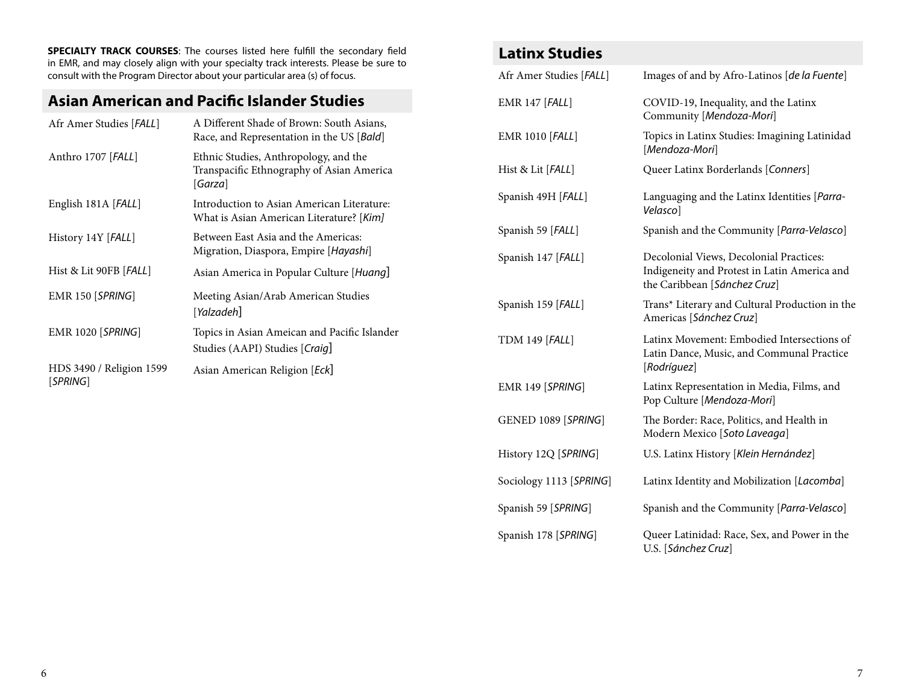**SPECIALTY TRACK COURSES**: The courses listed here fulfill the secondary field in EMR, and may closely align with your specialty track interests. Please be sure to consult with the Program Director about your particular area (s) of focus.

## Asian American and Pacific Islander Studies

| Course | Title |
|---|---|
| Afr Amer Studies [*FALL*] | A Different Shade of Brown: South Asians, Race, and Representation in the US [*Bald*] |
| Anthro 1707 [*FALL*] | Ethnic Studies, Anthropology, and the Transpacific Ethnography of Asian America [*Garza*] |
| English 181A [*FALL*] | Introduction to Asian American Literature: What is Asian American Literature? [*Kim]* |
| History 14Y [*FALL*] | Between East Asia and the Americas: Migration, Diaspora, Empire [*Hayashi*] |
| Hist & Lit 90FB [*FALL*] | Asian America in Popular Culture [*Huang*] |
| EMR 150 [*SPRING*] | Meeting Asian/Arab American Studies [*Yalzadeh*] |
| EMR 1020 [*SPRING*] | Topics in Asian Ameican and Pacific Islander Studies (AAPI) Studies [*Craig*] |
| HDS 3490 / Religion 1599 [*SPRING*] | Asian American Religion [*Eck*] |

## Latinx Studies

| Course | Title |
|---|---|
| Afr Amer Studies [*FALL*] | Images of and by Afro-Latinos [*de la Fuente*] |
| EMR 147 [*FALL*] | COVID-19, Inequality, and the Latinx Community [*Mendoza-Mori*] |
| EMR 1010 [*FALL*] | Topics in Latinx Studies: Imagining Latinidad [*Mendoza-Mori*] |
| Hist & Lit [*FALL*] | Queer Latinx Borderlands [*Conners*] |
| Spanish 49H [*FALL*] | Languaging and the Latinx Identities [*Parra-Velasco*] |
| Spanish 59 [*FALL*] | Spanish and the Community [*Parra-Velasco*] |
| Spanish 147 [*FALL*] | Decolonial Views, Decolonial Practices: Indigeneity and Protest in Latin America and the Caribbean [*Sánchez Cruz*] |
| Spanish 159 [*FALL*] | Trans* Literary and Cultural Production in the Americas [*Sánchez Cruz*] |
| TDM 149 [*FALL*] | Latinx Movement: Embodied Intersections of Latin Dance, Music, and Communal Practice [*Rodríguez*] |
| EMR 149 [*SPRING*] | Latinx Representation in Media, Films, and Pop Culture [*Mendoza-Mori*] |
| GENED 1089 [*SPRING*] | The Border: Race, Politics, and Health in Modern Mexico [*Soto Laveaga*] |
| History 12Q [*SPRING*] | U.S. Latinx History [*Klein Hernández*] |
| Sociology 1113 [*SPRING*] | Latinx Identity and Mobilization [*Lacomba*] |
| Spanish 59 [*SPRING*] | Spanish and the Community [*Parra-Velasco*] |
| Spanish 178 [*SPRING*] | Queer Latinidad: Race, Sex, and Power in the U.S. [*Sánchez Cruz*] |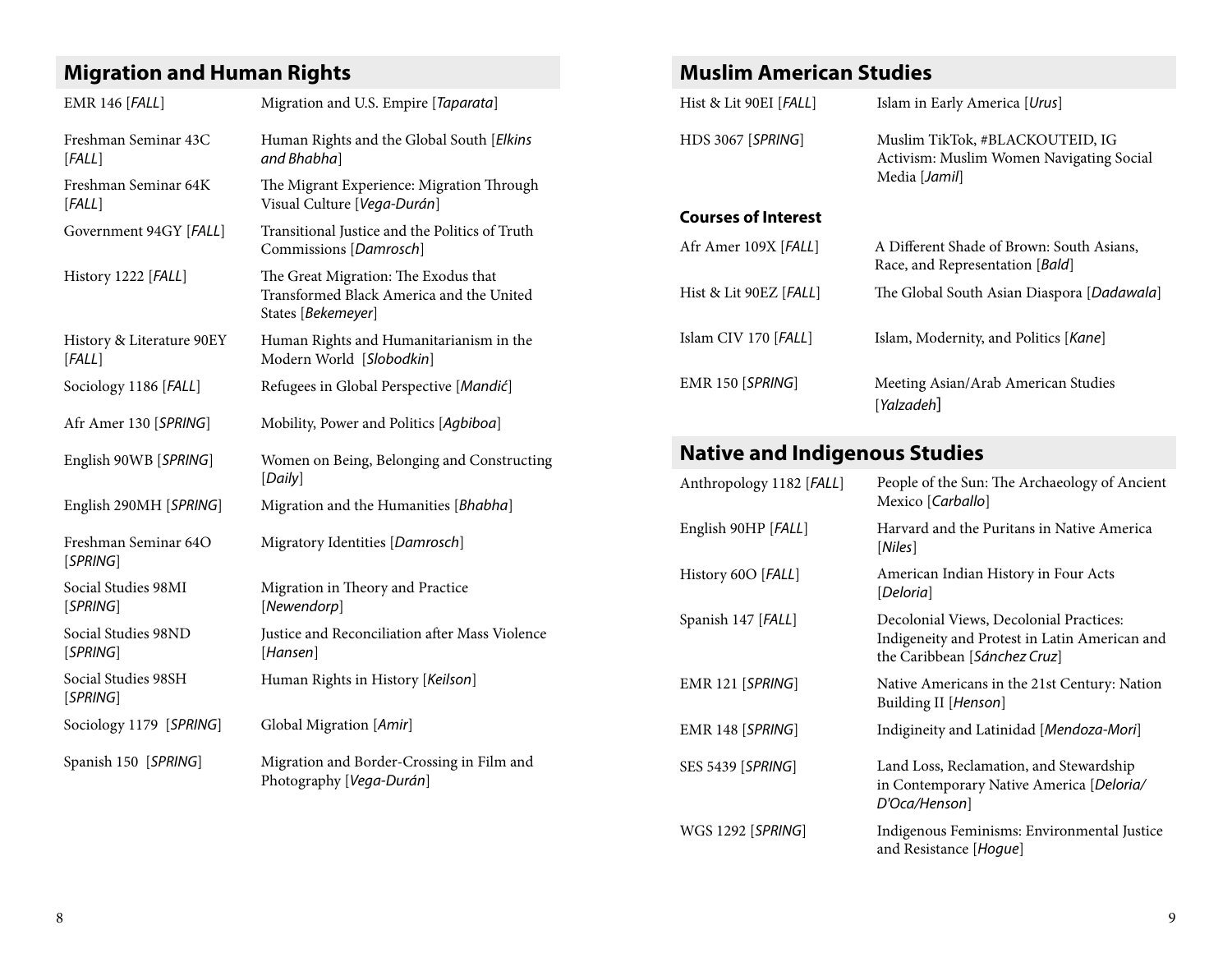## Migration and Human Rights

| | |
|---|---|
| EMR 146 [*FALL*] | Migration and U.S. Empire [*Taparata*] |
| Freshman Seminar 43C [*FALL*] | Human Rights and the Global South [*Elkins and Bhabha*] |
| Freshman Seminar 64K [*FALL*] | The Migrant Experience: Migration Through Visual Culture [*Vega-Durán*] |
| Government 94GY [*FALL*] | Transitional Justice and the Politics of Truth Commissions [*Damrosch*] |
| History 1222 [*FALL*] | The Great Migration: The Exodus that Transformed Black America and the United States [*Bekemeyer*] |
| History & Literature 90EY [*FALL*] | Human Rights and Humanitarianism in the Modern World [*Slobodkin*] |
| Sociology 1186 [*FALL*] | Refugees in Global Perspective [*Mandić*] |
| Afr Amer 130 [*SPRING*] | Mobility, Power and Politics [*Agbiboa*] |
| English 90WB [*SPRING*] | Women on Being, Belonging and Constructing [*Daily*] |
| English 290MH [*SPRING*] | Migration and the Humanities [*Bhabha*] |
| Freshman Seminar 64O [*SPRING*] | Migratory Identities [*Damrosch*] |
| Social Studies 98MI [*SPRING*] | Migration in Theory and Practice [*Newendorp*] |
| Social Studies 98ND [*SPRING*] | Justice and Reconciliation after Mass Violence [*Hansen*] |
| Social Studies 98SH [*SPRING*] | Human Rights in History [*Keilson*] |
| Sociology 1179 [*SPRING*] | Global Migration [*Amir*] |
| Spanish 150 [*SPRING*] | Migration and Border-Crossing in Film and Photography [*Vega-Durán*] |

## Muslim American Studies

| | |
|---|---|
| Hist & Lit 90EI [*FALL*] | Islam in Early America [*Urus*] |
| HDS 3067 [*SPRING*] | Muslim TikTok, #BLACKOUTEID, IG Activism: Muslim Women Navigating Social Media [*Jamil*] |

### Courses of Interest

| | |
|---|---|
| Afr Amer 109X [*FALL*] | A Different Shade of Brown: South Asians, Race, and Representation [*Bald*] |
| Hist & Lit 90EZ [*FALL*] | The Global South Asian Diaspora [*Dadawala*] |
| Islam CIV 170 [*FALL*] | Islam, Modernity, and Politics [*Kane*] |
| EMR 150 [*SPRING*] | Meeting Asian/Arab American Studies [*Yalzadeh*] |

## Native and Indigenous Studies

| | |
|---|---|
| Anthropology 1182 [*FALL*] | People of the Sun: The Archaeology of Ancient Mexico [*Carballo*] |
| English 90HP [*FALL*] | Harvard and the Puritans in Native America [*Niles*] |
| History 60O [*FALL*] | American Indian History in Four Acts [*Deloria*] |
| Spanish 147 [*FALL*] | Decolonial Views, Decolonial Practices: Indigeneity and Protest in Latin American and the Caribbean [*Sánchez Cruz*] |
| EMR 121 [*SPRING*] | Native Americans in the 21st Century: Nation Building II [*Henson*] |
| EMR 148 [*SPRING*] | Indigineity and Latinidad [*Mendoza-Mori*] |
| SES 5439 [*SPRING*] | Land Loss, Reclamation, and Stewardship in Contemporary Native America [*Deloria/D'Oca/Henson*] |
| WGS 1292 [*SPRING*] | Indigenous Feminisms: Environmental Justice and Resistance [*Hogue*] |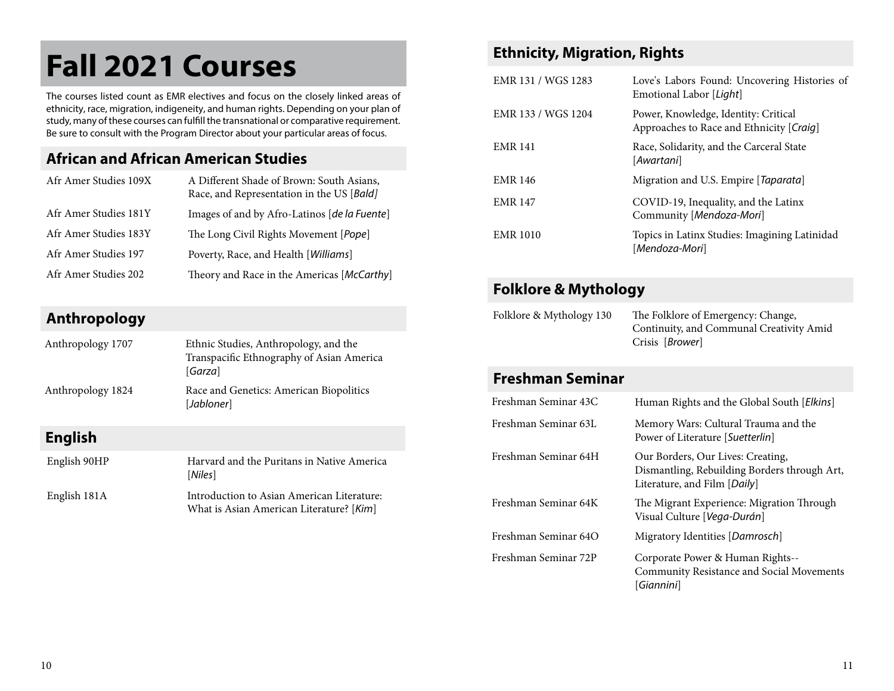# Fall 2021 Courses

The courses listed count as EMR electives and focus on the closely linked areas of ethnicity, race, migration, indigeneity, and human rights. Depending on your plan of study, many of these courses can fulfill the transnational or comparative requirement. Be sure to consult with the Program Director about your particular areas of focus.

## African and African American Studies

| | |
|---|---|
| Afr Amer Studies 109X | A Different Shade of Brown: South Asians, Race, and Representation in the US [*Bald*] |
| Afr Amer Studies 181Y | Images of and by Afro-Latinos [*de la Fuente*] |
| Afr Amer Studies 183Y | The Long Civil Rights Movement [*Pope*] |
| Afr Amer Studies 197 | Poverty, Race, and Health [*Williams*] |
| Afr Amer Studies 202 | Theory and Race in the Americas [*McCarthy*] |

## Anthropology

| | |
|---|---|
| Anthropology 1707 | Ethnic Studies, Anthropology, and the Transpacific Ethnography of Asian America [*Garza*] |
| Anthropology 1824 | Race and Genetics: American Biopolitics [*Jabloner*] |

## English

| | |
|---|---|
| English 90HP | Harvard and the Puritans in Native America [*Niles*] |
| English 181A | Introduction to Asian American Literature: What is Asian American Literature? [*Kim*] |

## Ethnicity, Migration, Rights

| | |
|---|---|
| EMR 131 / WGS 1283 | Love's Labors Found: Uncovering Histories of Emotional Labor [*Light*] |
| EMR 133 / WGS 1204 | Power, Knowledge, Identity: Critical Approaches to Race and Ethnicity [*Craig*] |
| EMR 141 | Race, Solidarity, and the Carceral State [*Awartani*] |
| EMR 146 | Migration and U.S. Empire [*Taparata*] |
| EMR 147 | COVID-19, Inequality, and the Latinx Community [*Mendoza-Mori*] |
| EMR 1010 | Topics in Latinx Studies: Imagining Latinidad [*Mendoza-Mori*] |

## Folklore & Mythology

| | |
|---|---|
| Folklore & Mythology 130 | The Folklore of Emergency: Change, Continuity, and Communal Creativity Amid Crisis [*Brower*] |

## Freshman Seminar

| | |
|---|---|
| Freshman Seminar 43C | Human Rights and the Global South [*Elkins*] |
| Freshman Seminar 63L | Memory Wars: Cultural Trauma and the Power of Literature [*Suetterlin*] |
| Freshman Seminar 64H | Our Borders, Our Lives: Creating, Dismantling, Rebuilding Borders through Art, Literature, and Film [*Daily*] |
| Freshman Seminar 64K | The Migrant Experience: Migration Through Visual Culture [*Vega-Durán*] |
| Freshman Seminar 64O | Migratory Identities [*Damrosch*] |
| Freshman Seminar 72P | Corporate Power & Human Rights--Community Resistance and Social Movements [*Giannini*] |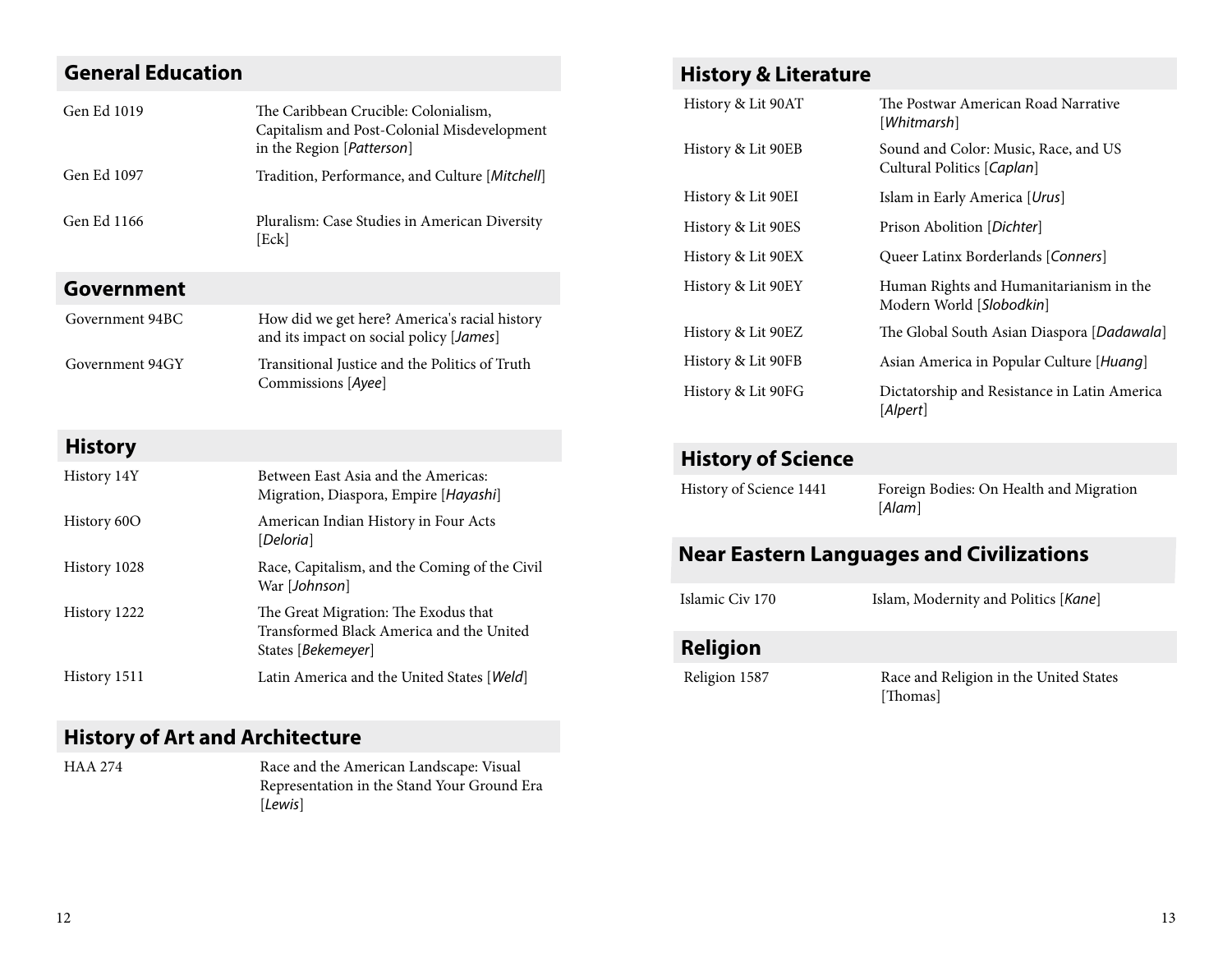## General Education

| | |
|---|---|
| Gen Ed 1019 | The Caribbean Crucible: Colonialism, Capitalism and Post-Colonial Misdevelopment in the Region [*Patterson*] |
| Gen Ed 1097 | Tradition, Performance, and Culture [*Mitchell*] |
| Gen Ed 1166 | Pluralism: Case Studies in American Diversity [Eck] |

## Government

| | |
|---|---|
| Government 94BC | How did we get here? America's racial history and its impact on social policy [*James*] |
| Government 94GY | Transitional Justice and the Politics of Truth Commissions [*Ayee*] |

## History

| | |
|---|---|
| History 14Y | Between East Asia and the Americas: Migration, Diaspora, Empire [*Hayashi*] |
| History 60O | American Indian History in Four Acts [*Deloria*] |
| History 1028 | Race, Capitalism, and the Coming of the Civil War [*Johnson*] |
| History 1222 | The Great Migration: The Exodus that Transformed Black America and the United States [*Bekemeyer*] |
| History 1511 | Latin America and the United States [*Weld*] |

## History of Art and Architecture

| | |
|---|---|
| HAA 274 | Race and the American Landscape: Visual Representation in the Stand Your Ground Era [*Lewis*] |

## History & Literature

| | |
|---|---|
| History & Lit 90AT | The Postwar American Road Narrative [*Whitmarsh*] |
| History & Lit 90EB | Sound and Color: Music, Race, and US Cultural Politics [*Caplan*] |
| History & Lit 90EI | Islam in Early America [*Urus*] |
| History & Lit 90ES | Prison Abolition [*Dichter*] |
| History & Lit 90EX | Queer Latinx Borderlands [*Conners*] |
| History & Lit 90EY | Human Rights and Humanitarianism in the Modern World [*Slobodkin*] |
| History & Lit 90EZ | The Global South Asian Diaspora [*Dadawala*] |
| History & Lit 90FB | Asian America in Popular Culture [*Huang*] |
| History & Lit 90FG | Dictatorship and Resistance in Latin America [*Alpert*] |

## History of Science

| | |
|---|---|
| History of Science 1441 | Foreign Bodies: On Health and Migration [*Alam*] |

## Near Eastern Languages and Civilizations

| | |
|---|---|
| Islamic Civ 170 | Islam, Modernity and Politics [*Kane*] |

## Religion

| | |
|---|---|
| Religion 1587 | Race and Religion in the United States [Thomas] |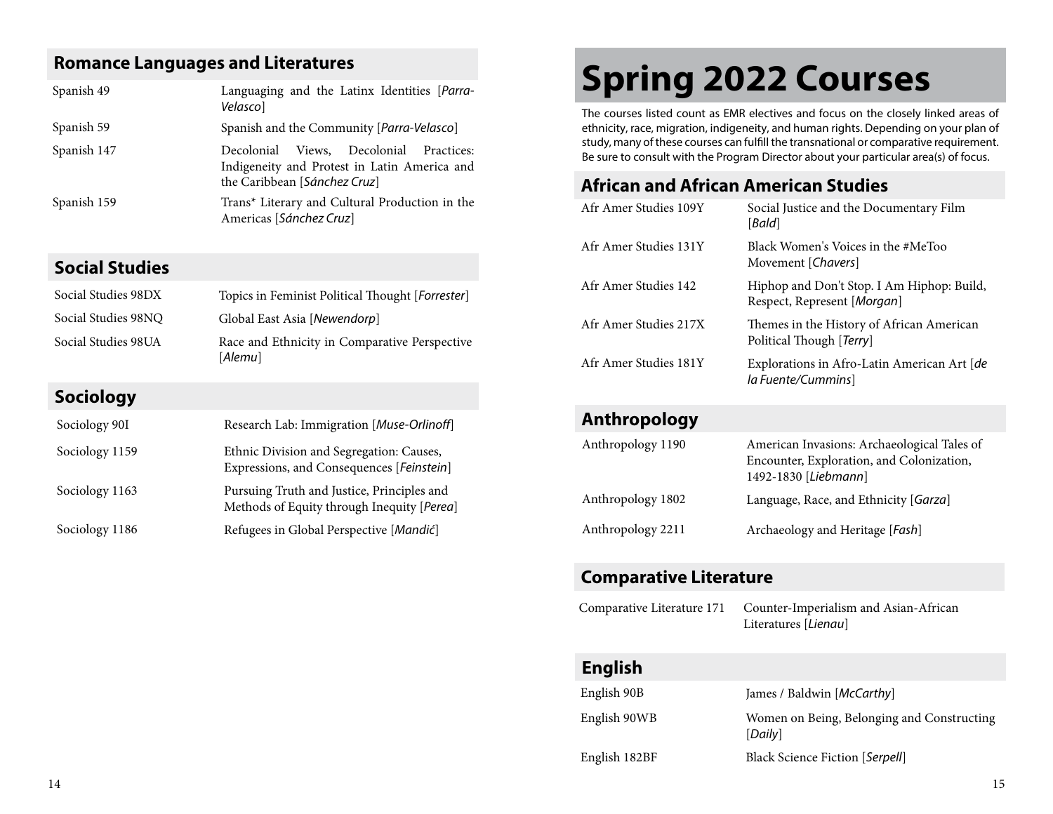## Romance Languages and Literatures

| | |
|---|---|
| Spanish 49 | Languaging and the Latinx Identities [*Parra-Velasco*] |
| Spanish 59 | Spanish and the Community [*Parra-Velasco*] |
| Spanish 147 | Decolonial Views, Decolonial Practices: Indigeneity and Protest in Latin America and the Caribbean [*Sánchez Cruz*] |
| Spanish 159 | Trans* Literary and Cultural Production in the Americas [*Sánchez Cruz*] |

## Social Studies

| | |
|---|---|
| Social Studies 98DX | Topics in Feminist Political Thought [*Forrester*] |
| Social Studies 98NQ | Global East Asia [*Newendorp*] |
| Social Studies 98UA | Race and Ethnicity in Comparative Perspective [*Alemu*] |

## Sociology

| | |
|---|---|
| Sociology 90I | Research Lab: Immigration [*Muse-Orlinoff*] |
| Sociology 1159 | Ethnic Division and Segregation: Causes, Expressions, and Consequences [*Feinstein*] |
| Sociology 1163 | Pursuing Truth and Justice, Principles and Methods of Equity through Inequity [*Perea*] |
| Sociology 1186 | Refugees in Global Perspective [*Mandić*] |

# Spring 2022 Courses

The courses listed count as EMR electives and focus on the closely linked areas of ethnicity, race, migration, indigeneity, and human rights. Depending on your plan of study, many of these courses can fulfill the transnational or comparative requirement. Be sure to consult with the Program Director about your particular area(s) of focus.

## African and African American Studies

| | |
|---|---|
| Afr Amer Studies 109Y | Social Justice and the Documentary Film [*Bald*] |
| Afr Amer Studies 131Y | Black Women's Voices in the #MeToo Movement [*Chavers*] |
| Afr Amer Studies 142 | Hiphop and Don't Stop. I Am Hiphop: Build, Respect, Represent [*Morgan*] |
| Afr Amer Studies 217X | Themes in the History of African American Political Though [*Terry*] |
| Afr Amer Studies 181Y | Explorations in Afro-Latin American Art [*de la Fuente/Cummins*] |

## Anthropology

| | |
|---|---|
| Anthropology 1190 | American Invasions: Archaeological Tales of Encounter, Exploration, and Colonization, 1492-1830 [*Liebmann*] |
| Anthropology 1802 | Language, Race, and Ethnicity [*Garza*] |
| Anthropology 2211 | Archaeology and Heritage [*Fash*] |

## Comparative Literature

| | |
|---|---|
| Comparative Literature 171 | Counter-Imperialism and Asian-African Literatures [*Lienau*] |

## English

| | |
|---|---|
| English 90B | James / Baldwin [*McCarthy*] |
| English 90WB | Women on Being, Belonging and Constructing [*Daily*] |
| English 182BF | Black Science Fiction [*Serpell*] |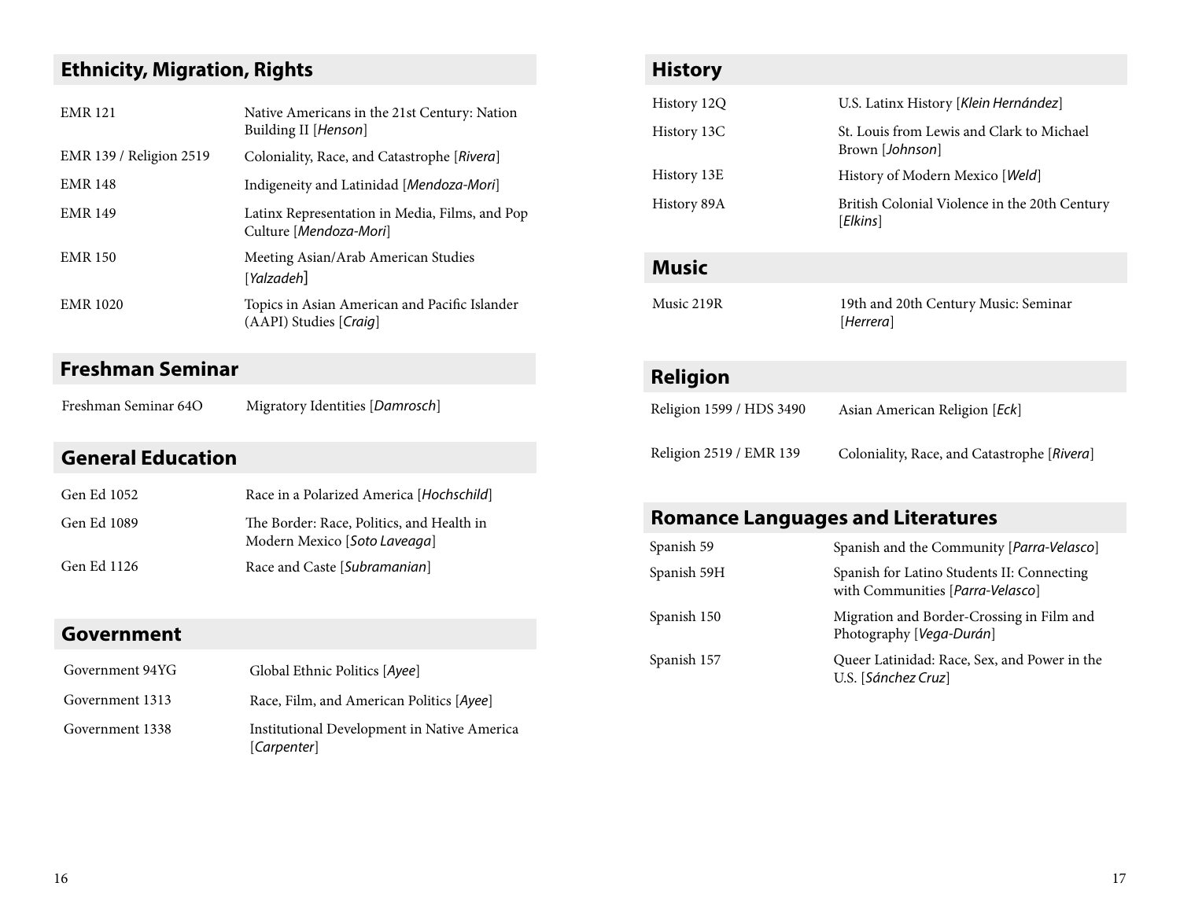## Ethnicity, Migration, Rights

| | |
|---|---|
| EMR 121 | Native Americans in the 21st Century: Nation Building II [*Henson*] |
| EMR 139 / Religion 2519 | Coloniality, Race, and Catastrophe [*Rivera*] |
| EMR 148 | Indigeneity and Latinidad [*Mendoza-Mori*] |
| EMR 149 | Latinx Representation in Media, Films, and Pop Culture [*Mendoza-Mori*] |
| EMR 150 | Meeting Asian/Arab American Studies [*Yalzadeh*] |
| EMR 1020 | Topics in Asian American and Pacific Islander (AAPI) Studies [*Craig*] |

## Freshman Seminar

| | |
|---|---|
| Freshman Seminar 64O | Migratory Identities [*Damrosch*] |

## General Education

| | |
|---|---|
| Gen Ed 1052 | Race in a Polarized America [*Hochschild*] |
| Gen Ed 1089 | The Border: Race, Politics, and Health in Modern Mexico [*Soto Laveaga*] |
| Gen Ed 1126 | Race and Caste [*Subramanian*] |

## Government

| | |
|---|---|
| Government 94YG | Global Ethnic Politics [*Ayee*] |
| Government 1313 | Race, Film, and American Politics [*Ayee*] |
| Government 1338 | Institutional Development in Native America [*Carpenter*] |

## History

| | |
|---|---|
| History 12Q | U.S. Latinx History [*Klein Hernández*] |
| History 13C | St. Louis from Lewis and Clark to Michael Brown [*Johnson*] |
| History 13E | History of Modern Mexico [*Weld*] |
| History 89A | British Colonial Violence in the 20th Century [*Elkins*] |

## Music

| | |
|---|---|
| Music 219R | 19th and 20th Century Music: Seminar [*Herrera*] |

## Religion

| | |
|---|---|
| Religion 1599 / HDS 3490 | Asian American Religion [*Eck*] |
| Religion 2519 / EMR 139 | Coloniality, Race, and Catastrophe [*Rivera*] |

## Romance Languages and Literatures

| | |
|---|---|
| Spanish 59 | Spanish and the Community [*Parra-Velasco*] |
| Spanish 59H | Spanish for Latino Students II: Connecting with Communities [*Parra-Velasco*] |
| Spanish 150 | Migration and Border-Crossing in Film and Photography [*Vega-Durán*] |
| Spanish 157 | Queer Latinidad: Race, Sex, and Power in the U.S. [*Sánchez Cruz*] |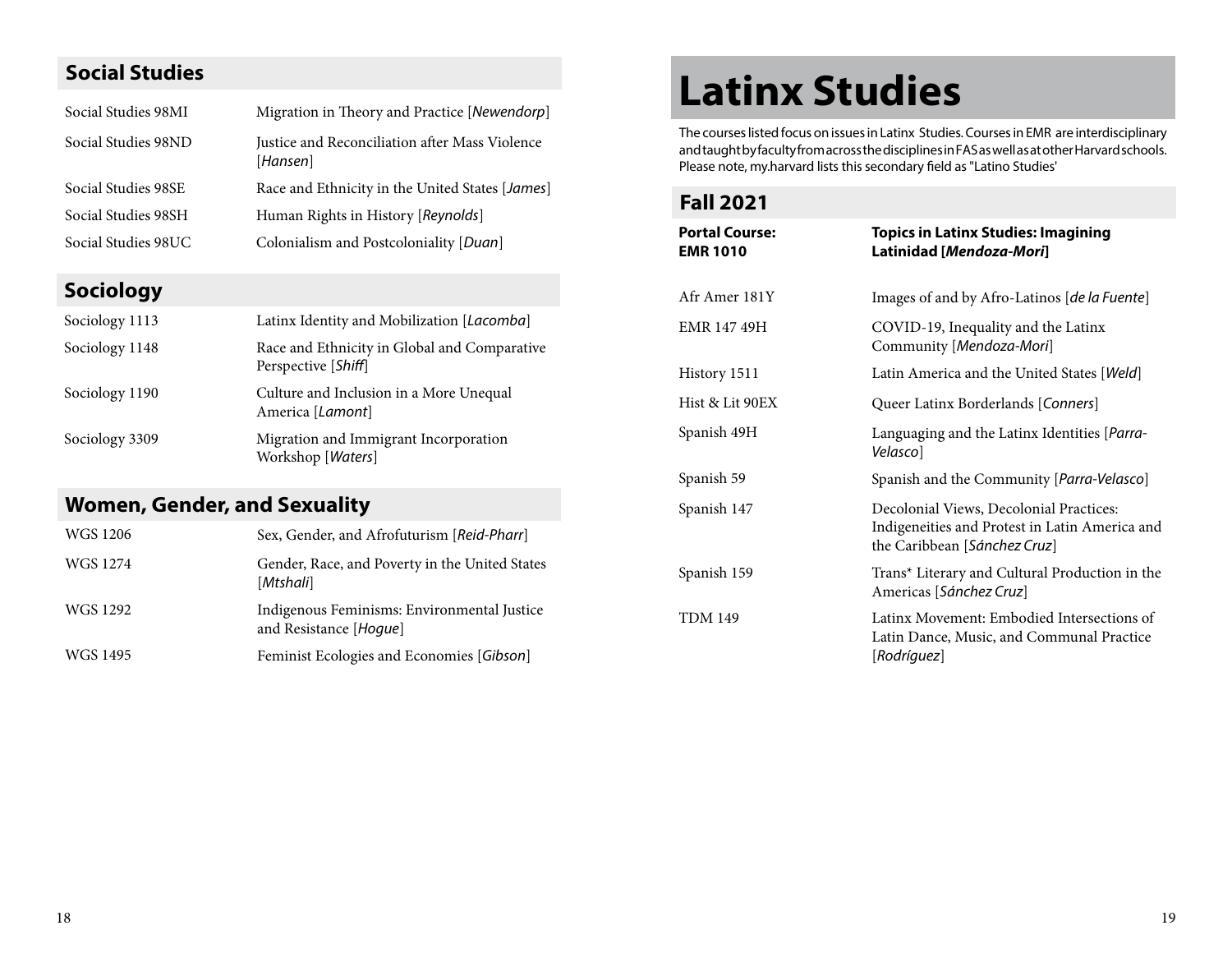## Social Studies

| | |
|---|---|
| Social Studies 98MI | Migration in Theory and Practice [*Newendorp*] |
| Social Studies 98ND | Justice and Reconciliation after Mass Violence [*Hansen*] |
| Social Studies 98SE | Race and Ethnicity in the United States [*James*] |
| Social Studies 98SH | Human Rights in History [*Reynolds*] |
| Social Studies 98UC | Colonialism and Postcoloniality [*Duan*] |

## Sociology

| | |
|---|---|
| Sociology 1113 | Latinx Identity and Mobilization [*Lacomba*] |
| Sociology 1148 | Race and Ethnicity in Global and Comparative Perspective [*Shiff*] |
| Sociology 1190 | Culture and Inclusion in a More Unequal America [*Lamont*] |
| Sociology 3309 | Migration and Immigrant Incorporation Workshop [*Waters*] |

## Women, Gender, and Sexuality

| | |
|---|---|
| WGS 1206 | Sex, Gender, and Afrofuturism [*Reid-Pharr*] |
| WGS 1274 | Gender, Race, and Poverty in the United States [*Mtshali*] |
| WGS 1292 | Indigenous Feminisms: Environmental Justice and Resistance [*Hogue*] |
| WGS 1495 | Feminist Ecologies and Economies [*Gibson*] |

# Latinx Studies

The courses listed focus on issues in Latinx Studies. Courses in EMR are interdisciplinary and taught by faculty from across the disciplines in FAS as well as at other Harvard schools. Please note, my.harvard lists this secondary field as "Latino Studies'

## Fall 2021

| **Portal Course: EMR 1010** | **Topics in Latinx Studies: Imagining Latinidad [*Mendoza-Mori*]** |
|---|---|
| Afr Amer 181Y | Images of and by Afro-Latinos [*de la Fuente*] |
| EMR 147 49H | COVID-19, Inequality and the Latinx Community [*Mendoza-Mori*] |
| History 1511 | Latin America and the United States [*Weld*] |
| Hist & Lit 90EX | Queer Latinx Borderlands [*Conners*] |
| Spanish 49H | Languaging and the Latinx Identities [*Parra-Velasco*] |
| Spanish 59 | Spanish and the Community [*Parra-Velasco*] |
| Spanish 147 | Decolonial Views, Decolonial Practices: Indigeneities and Protest in Latin America and the Caribbean [*Sánchez Cruz*] |
| Spanish 159 | Trans* Literary and Cultural Production in the Americas [*Sánchez Cruz*] |
| TDM 149 | Latinx Movement: Embodied Intersections of Latin Dance, Music, and Communal Practice [*Rodríguez*] |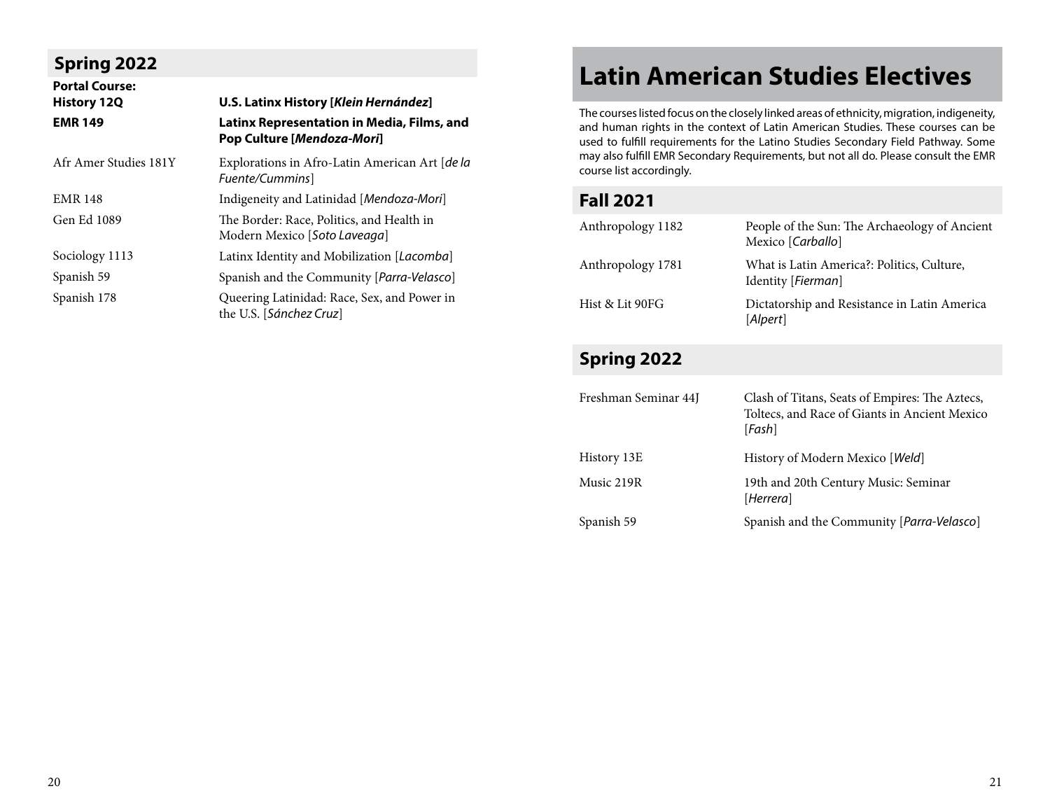## Spring 2022

| Course | Title |
|---|---|
| **Portal Course: History 12Q** | **U.S. Latinx History [*Klein Hernández*]** |
| **EMR 149** | **Latinx Representation in Media, Films, and Pop Culture [*Mendoza-Mori*]** |
| Afr Amer Studies 181Y | Explorations in Afro-Latin American Art [*de la Fuente/Cummins*] |
| EMR 148 | Indigeneity and Latinidad [*Mendoza-Mori*] |
| Gen Ed 1089 | The Border: Race, Politics, and Health in Modern Mexico [*Soto Laveaga*] |
| Sociology 1113 | Latinx Identity and Mobilization [*Lacomba*] |
| Spanish 59 | Spanish and the Community [*Parra-Velasco*] |
| Spanish 178 | Queering Latinidad: Race, Sex, and Power in the U.S. [*Sánchez Cruz*] |

# Latin American Studies Electives

The courses listed focus on the closely linked areas of ethnicity, migration, indigeneity, and human rights in the context of Latin American Studies. These courses can be used to fulfill requirements for the Latino Studies Secondary Field Pathway. Some may also fulfill EMR Secondary Requirements, but not all do. Please consult the EMR course list accordingly.

## Fall 2021

| Course | Title |
|---|---|
| Anthropology 1182 | People of the Sun: The Archaeology of Ancient Mexico [*Carballo*] |
| Anthropology 1781 | What is Latin America?: Politics, Culture, Identity [*Fierman*] |
| Hist & Lit 90FG | Dictatorship and Resistance in Latin America [*Alpert*] |

## Spring 2022

| Course | Title |
|---|---|
| Freshman Seminar 44J | Clash of Titans, Seats of Empires: The Aztecs, Toltecs, and Race of Giants in Ancient Mexico [*Fash*] |
| History 13E | History of Modern Mexico [*Weld*] |
| Music 219R | 19th and 20th Century Music: Seminar [*Herrera*] |
| Spanish 59 | Spanish and the Community [*Parra-Velasco*] |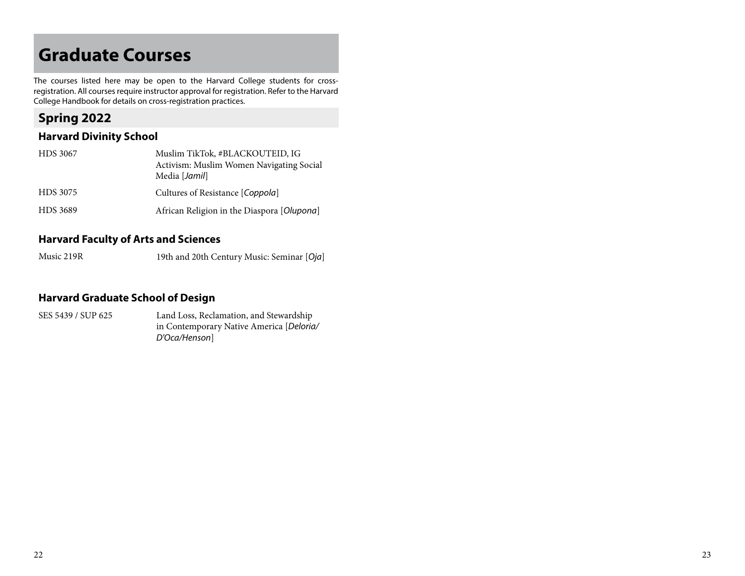# Graduate Courses

The courses listed here may be open to the Harvard College students for cross-registration. All courses require instructor approval for registration. Refer to the Harvard College Handbook for details on cross-registration practices.

## Spring 2022

### Harvard Divinity School

| | |
|---|---|
| HDS 3067 | Muslim TikTok, #BLACKOUTEID, IG Activism: Muslim Women Navigating Social Media [*Jamil*] |
| HDS 3075 | Cultures of Resistance [*Coppola*] |
| HDS 3689 | African Religion in the Diaspora [*Olupona*] |

### Harvard Faculty of Arts and Sciences

| | |
|---|---|
| Music 219R | 19th and 20th Century Music: Seminar [*Oja*] |

### Harvard Graduate School of Design

| | |
|---|---|
| SES 5439 / SUP 625 | Land Loss, Reclamation, and Stewardship in Contemporary Native America [*Deloria/ D'Oca/Henson*] |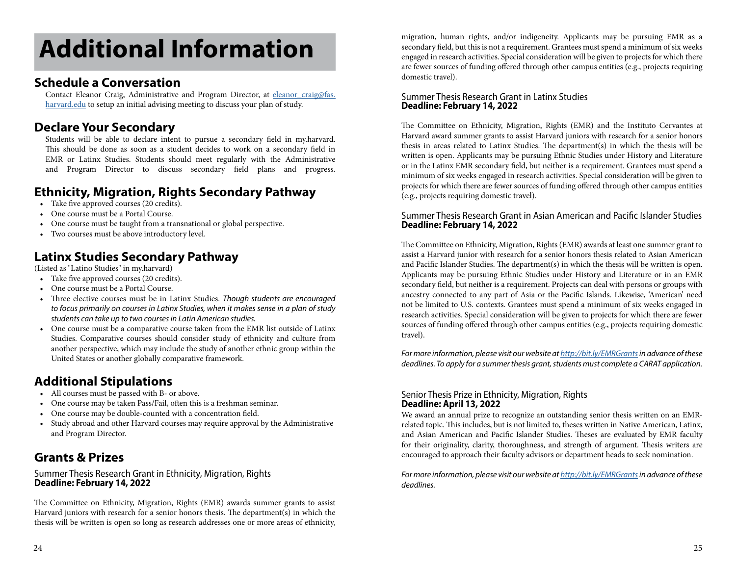# Additional Information

## Schedule a Conversation

Contact Eleanor Craig, Administrative and Program Director, at [eleanor_craig@fas.harvard.edu](mailto:eleanor_craig@fas.harvard.edu) to setup an initial advising meeting to discuss your plan of study.

## Declare Your Secondary

Students will be able to declare intent to pursue a secondary field in my.harvard. This should be done as soon as a student decides to work on a secondary field in EMR or Latinx Studies. Students should meet regularly with the Administrative and Program Director to discuss secondary field plans and progress.

## Ethnicity, Migration, Rights Secondary Pathway

- Take five approved courses (20 credits).
- One course must be a Portal Course.
- One course must be taught from a transnational or global perspective.
- Two courses must be above introductory level.

## Latinx Studies Secondary Pathway

(Listed as "Latino Studies" in my.harvard)

- Take five approved courses (20 credits).
- One course must be a Portal Course.
- Three elective courses must be in Latinx Studies. *Though students are encouraged to focus primarily on courses in Latinx Studies, when it makes sense in a plan of study students can take up to two courses in Latin American studies.*
- One course must be a comparative course taken from the EMR list outside of Latinx Studies. Comparative courses should consider study of ethnicity and culture from another perspective, which may include the study of another ethnic group within the United States or another globally comparative framework.

## Additional Stipulations

- All courses must be passed with B- or above.
- One course may be taken Pass/Fail, often this is a freshman seminar.
- One course may be double-counted with a concentration field.
- Study abroad and other Harvard courses may require approval by the Administrative and Program Director.

## Grants & Prizes

### Summer Thesis Research Grant in Ethnicity, Migration, Rights
**Deadline: February 14, 2022**

The Committee on Ethnicity, Migration, Rights (EMR) awards summer grants to assist Harvard juniors with research for a senior honors thesis. The department(s) in which the thesis will be written is open so long as research addresses one or more areas of ethnicity, migration, human rights, and/or indigeneity. Applicants may be pursuing EMR as a secondary field, but this is not a requirement. Grantees must spend a minimum of six weeks engaged in research activities. Special consideration will be given to projects for which there are fewer sources of funding offered through other campus entities (e.g., projects requiring domestic travel).

### Summer Thesis Research Grant in Latinx Studies
**Deadline: February 14, 2022**

The Committee on Ethnicity, Migration, Rights (EMR) and the Instituto Cervantes at Harvard award summer grants to assist Harvard juniors with research for a senior honors thesis in areas related to Latinx Studies. The department(s) in which the thesis will be written is open. Applicants may be pursuing Ethnic Studies under History and Literature or in the Latinx EMR secondary field, but neither is a requirement. Grantees must spend a minimum of six weeks engaged in research activities. Special consideration will be given to projects for which there are fewer sources of funding offered through other campus entities (e.g., projects requiring domestic travel).

### Summer Thesis Research Grant in Asian American and Pacific Islander Studies
**Deadline: February 14, 2022**

The Committee on Ethnicity, Migration, Rights (EMR) awards at least one summer grant to assist a Harvard junior with research for a senior honors thesis related to Asian American and Pacific Islander Studies. The department(s) in which the thesis will be written is open. Applicants may be pursuing Ethnic Studies under History and Literature or in an EMR secondary field, but neither is a requirement. Projects can deal with persons or groups with ancestry connected to any part of Asia or the Pacific Islands. Likewise, 'American' need not be limited to U.S. contexts. Grantees must spend a minimum of six weeks engaged in research activities. Special consideration will be given to projects for which there are fewer sources of funding offered through other campus entities (e.g., projects requiring domestic travel).

*For more information, please visit our website at [http://bit.ly/EMRGrants](http://bit.ly/EMRGrants) in advance of these deadlines. To apply for a summer thesis grant, students must complete a CARAT application.*

### Senior Thesis Prize in Ethnicity, Migration, Rights
**Deadline: April 13, 2022**

We award an annual prize to recognize an outstanding senior thesis written on an EMR-related topic. This includes, but is not limited to, theses written in Native American, Latinx, and Asian American and Pacific Islander Studies. Theses are evaluated by EMR faculty for their originality, clarity, thoroughness, and strength of argument. Thesis writers are encouraged to approach their faculty advisors or department heads to seek nomination.

*For more information, please visit our website at [http://bit.ly/EMRGrants](http://bit.ly/EMRGrants) in advance of these deadlines.*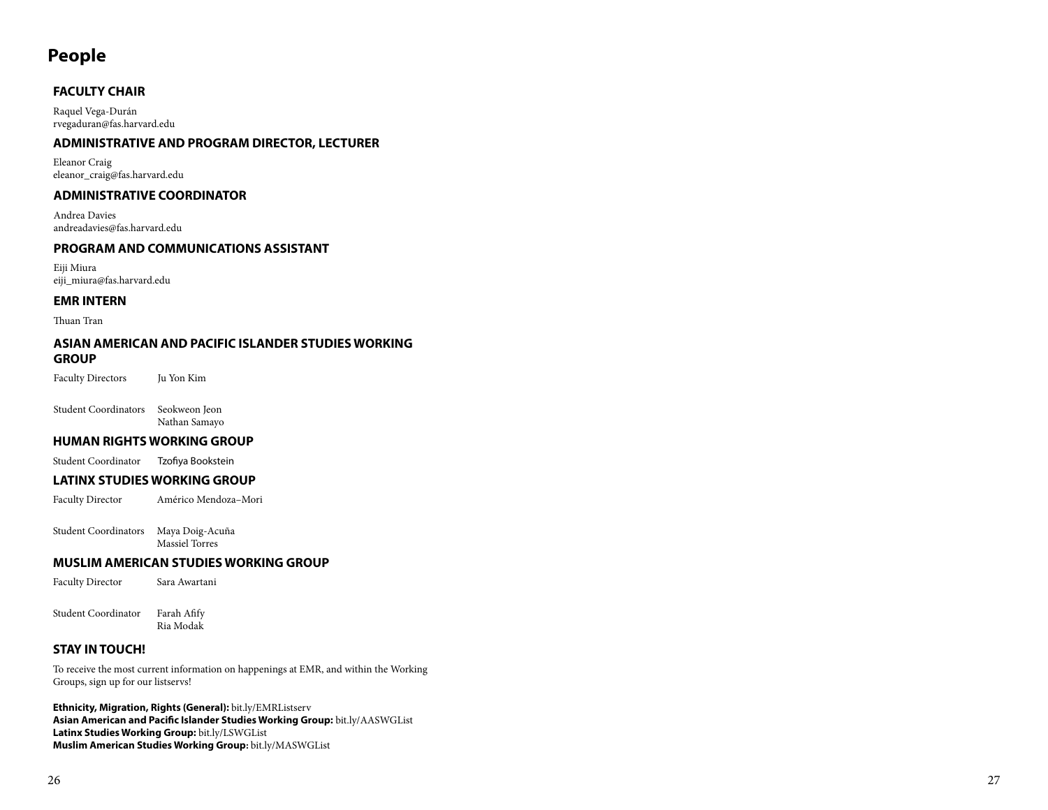# People

## FACULTY CHAIR

Raquel Vega-Durán
rvegaduran@fas.harvard.edu

## ADMINISTRATIVE AND PROGRAM DIRECTOR, LECTURER

Eleanor Craig
eleanor_craig@fas.harvard.edu

## ADMINISTRATIVE COORDINATOR

Andrea Davies
andreadavies@fas.harvard.edu

## PROGRAM AND COMMUNICATIONS ASSISTANT

Eiji Miura
eiji_miura@fas.harvard.edu

## EMR INTERN

Thuan Tran

## ASIAN AMERICAN AND PACIFIC ISLANDER STUDIES WORKING GROUP

Faculty Directors: Ju Yon Kim

Student Coordinators: Seokweon Jeon, Nathan Samayo

## HUMAN RIGHTS WORKING GROUP

Student Coordinator: Tzofiya Bookstein

## LATINX STUDIES WORKING GROUP

Faculty Director: Américo Mendoza–Mori

Student Coordinators: Maya Doig-Acuña, Massiel Torres

## MUSLIM AMERICAN STUDIES WORKING GROUP

Faculty Director: Sara Awartani

Student Coordinator: Farah Afify, Ria Modak

## STAY IN TOUCH!

To receive the most current information on happenings at EMR, and within the Working Groups, sign up for our listservs!

**Ethnicity, Migration, Rights (General):** bit.ly/EMRListserv
**Asian American and Pacific Islander Studies Working Group:** bit.ly/AASWGList
**Latinx Studies Working Group:** bit.ly/LSWGList
**Muslim American Studies Working Group:** bit.ly/MASWGList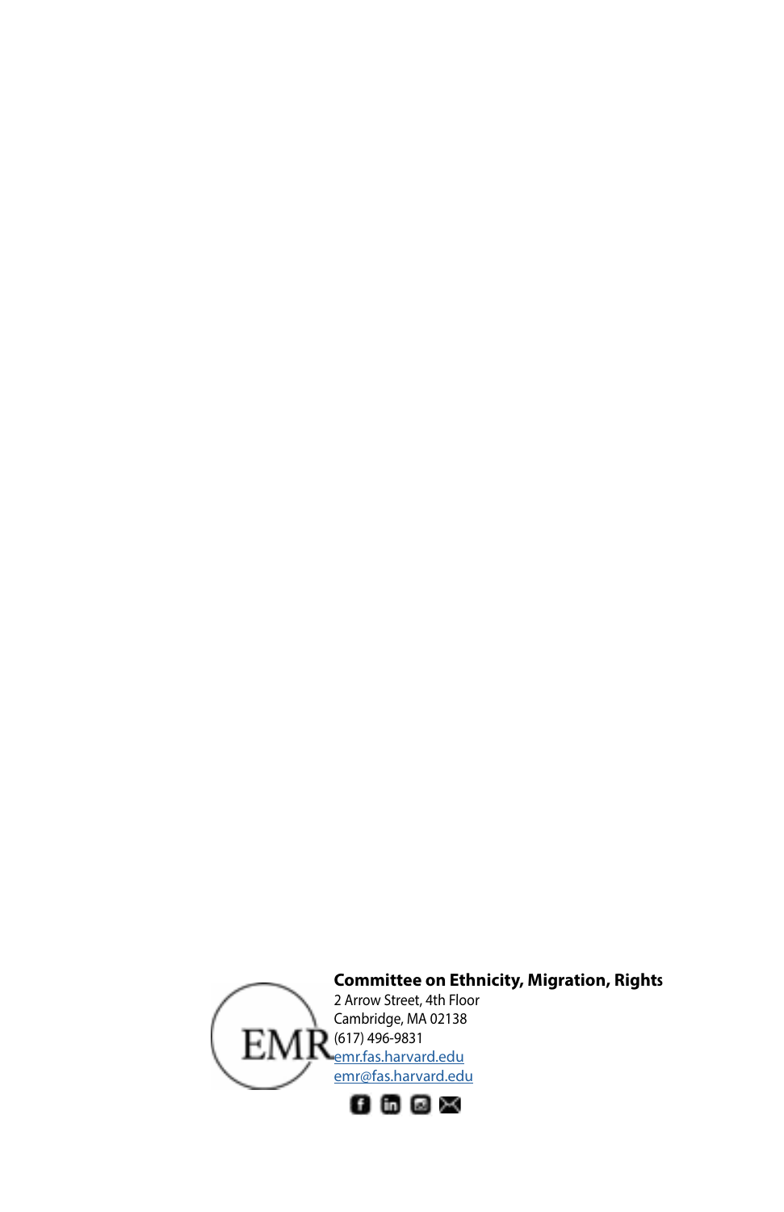**Committee on Ethnicity, Migration, Rights**

2 Arrow Street, 4th Floor
Cambridge, MA 02138
(617) 496-9831
emr.fas.harvard.edu
emr@fas.harvard.edu